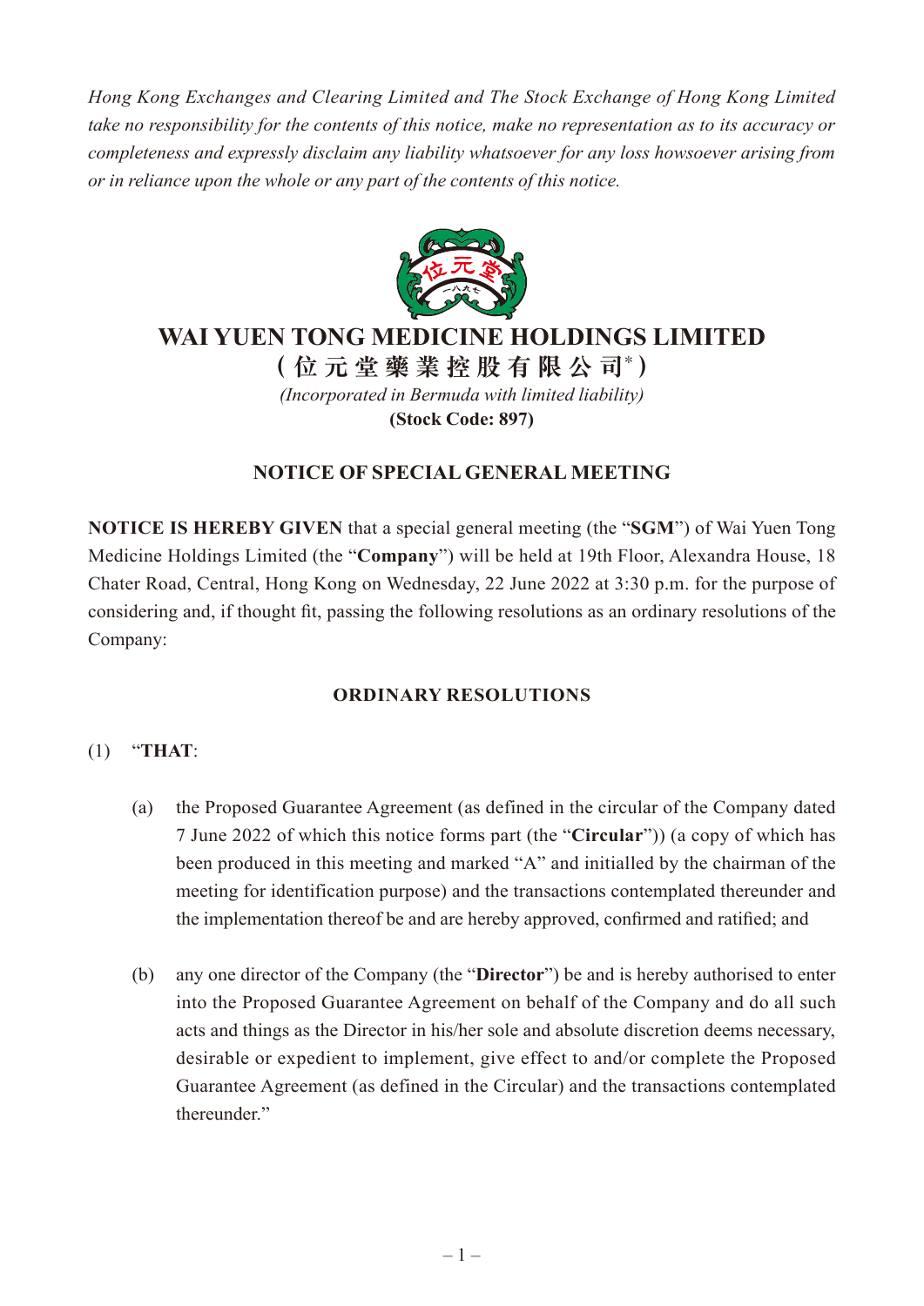*Hong Kong Exchanges and Clearing Limited and The Stock Exchange of Hong Kong Limited take no responsibility for the contents of this notice, make no representation as to its accuracy or completeness and expressly disclaim any liability whatsoever for any loss howsoever arising from or in reliance upon the whole or any part of the contents of this notice.*

# WAI YUEN TONG MEDICINE HOLDINGS LIMITED

**(位元堂藥業控股有限公司*)**

*(Incorporated in Bermuda with limited liability)*

**(Stock Code: 897)**

## NOTICE OF SPECIAL GENERAL MEETING

**NOTICE IS HEREBY GIVEN** that a special general meeting (the "**SGM**") of Wai Yuen Tong Medicine Holdings Limited (the "**Company**") will be held at 19th Floor, Alexandra House, 18 Chater Road, Central, Hong Kong on Wednesday, 22 June 2022 at 3:30 p.m. for the purpose of considering and, if thought fit, passing the following resolutions as an ordinary resolutions of the Company:

### ORDINARY RESOLUTIONS

(1) "**THAT**:

(a) the Proposed Guarantee Agreement (as defined in the circular of the Company dated 7 June 2022 of which this notice forms part (the "**Circular**")) (a copy of which has been produced in this meeting and marked "A" and initialled by the chairman of the meeting for identification purpose) and the transactions contemplated thereunder and the implementation thereof be and are hereby approved, confirmed and ratified; and

(b) any one director of the Company (the "**Director**") be and is hereby authorised to enter into the Proposed Guarantee Agreement on behalf of the Company and do all such acts and things as the Director in his/her sole and absolute discretion deems necessary, desirable or expedient to implement, give effect to and/or complete the Proposed Guarantee Agreement (as defined in the Circular) and the transactions contemplated thereunder."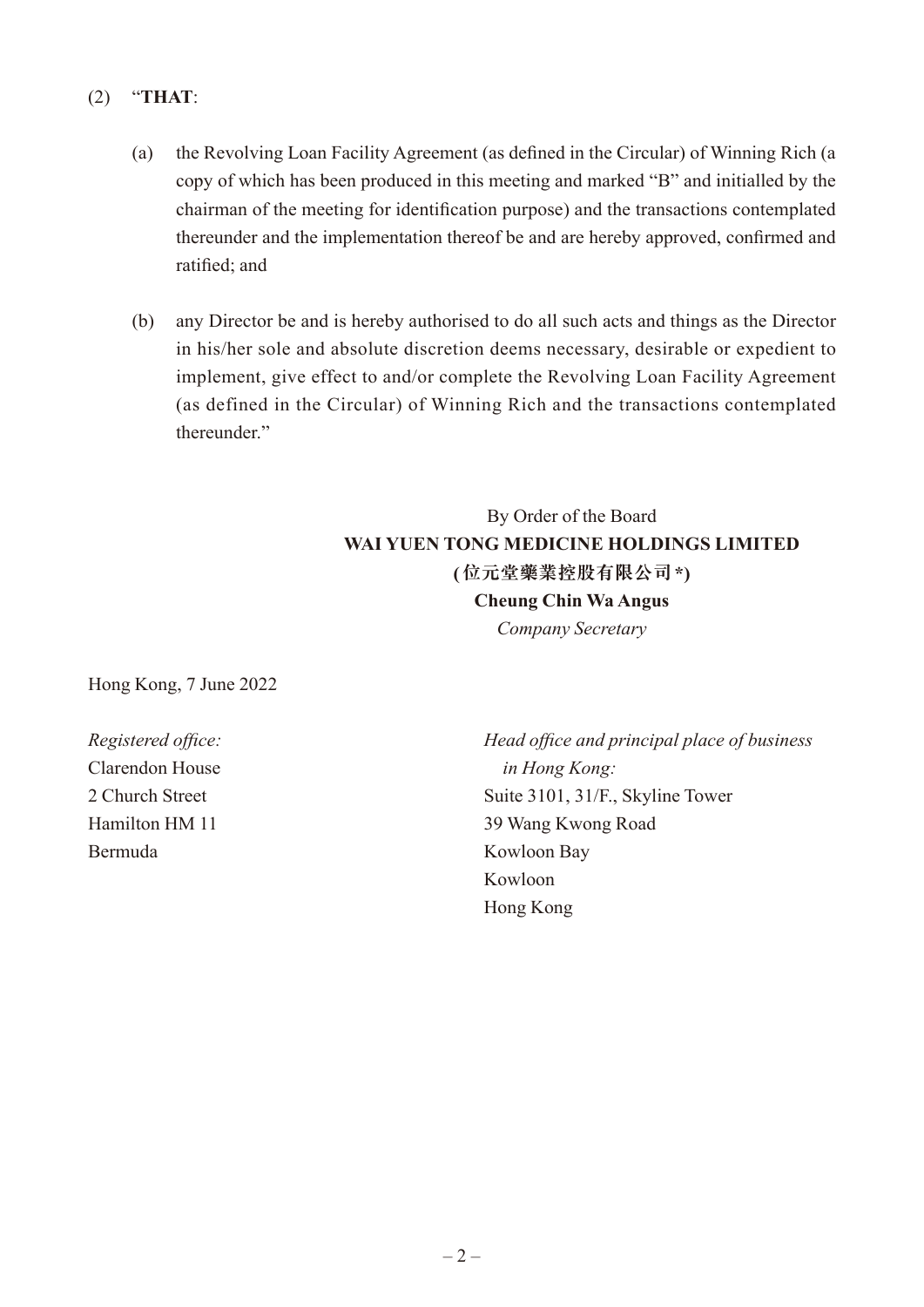(2) "**THAT**:

(a) the Revolving Loan Facility Agreement (as defined in the Circular) of Winning Rich (a copy of which has been produced in this meeting and marked "B" and initialled by the chairman of the meeting for identification purpose) and the transactions contemplated thereunder and the implementation thereof be and are hereby approved, confirmed and ratified; and

(b) any Director be and is hereby authorised to do all such acts and things as the Director in his/her sole and absolute discretion deems necessary, desirable or expedient to implement, give effect to and/or complete the Revolving Loan Facility Agreement (as defined in the Circular) of Winning Rich and the transactions contemplated thereunder."

By Order of the Board
**WAI YUEN TONG MEDICINE HOLDINGS LIMITED**
**(位元堂藥業控股有限公司\*)**
**Cheung Chin Wa Angus**
*Company Secretary*

Hong Kong, 7 June 2022

*Registered office:*
Clarendon House
2 Church Street
Hamilton HM 11
Bermuda

*Head office and principal place of business in Hong Kong:*
Suite 3101, 31/F., Skyline Tower
39 Wang Kwong Road
Kowloon Bay
Kowloon
Hong Kong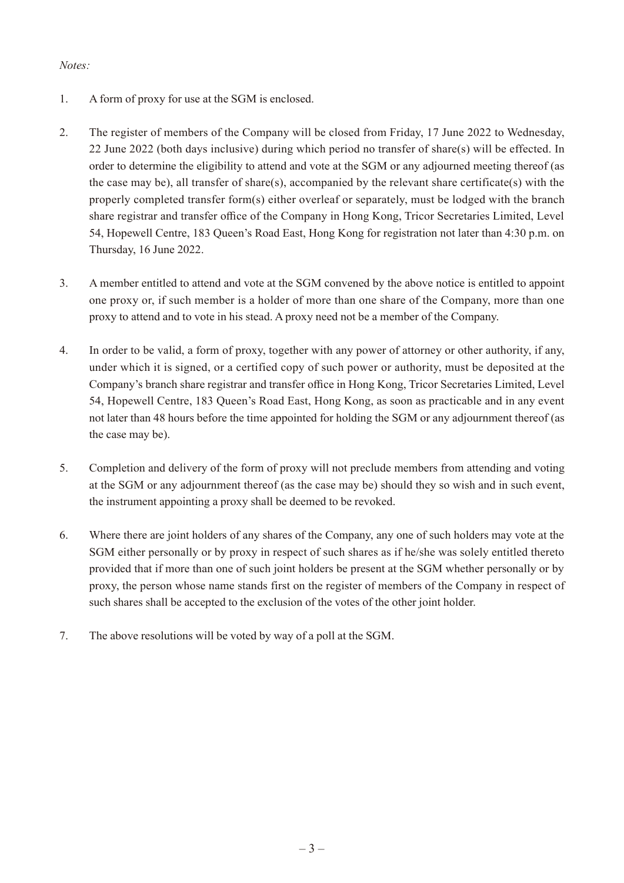*Notes:*

1. A form of proxy for use at the SGM is enclosed.

2. The register of members of the Company will be closed from Friday, 17 June 2022 to Wednesday, 22 June 2022 (both days inclusive) during which period no transfer of share(s) will be effected. In order to determine the eligibility to attend and vote at the SGM or any adjourned meeting thereof (as the case may be), all transfer of share(s), accompanied by the relevant share certificate(s) with the properly completed transfer form(s) either overleaf or separately, must be lodged with the branch share registrar and transfer office of the Company in Hong Kong, Tricor Secretaries Limited, Level 54, Hopewell Centre, 183 Queen's Road East, Hong Kong for registration not later than 4:30 p.m. on Thursday, 16 June 2022.

3. A member entitled to attend and vote at the SGM convened by the above notice is entitled to appoint one proxy or, if such member is a holder of more than one share of the Company, more than one proxy to attend and to vote in his stead. A proxy need not be a member of the Company.

4. In order to be valid, a form of proxy, together with any power of attorney or other authority, if any, under which it is signed, or a certified copy of such power or authority, must be deposited at the Company's branch share registrar and transfer office in Hong Kong, Tricor Secretaries Limited, Level 54, Hopewell Centre, 183 Queen's Road East, Hong Kong, as soon as practicable and in any event not later than 48 hours before the time appointed for holding the SGM or any adjournment thereof (as the case may be).

5. Completion and delivery of the form of proxy will not preclude members from attending and voting at the SGM or any adjournment thereof (as the case may be) should they so wish and in such event, the instrument appointing a proxy shall be deemed to be revoked.

6. Where there are joint holders of any shares of the Company, any one of such holders may vote at the SGM either personally or by proxy in respect of such shares as if he/she was solely entitled thereto provided that if more than one of such joint holders be present at the SGM whether personally or by proxy, the person whose name stands first on the register of members of the Company in respect of such shares shall be accepted to the exclusion of the votes of the other joint holder.

7. The above resolutions will be voted by way of a poll at the SGM.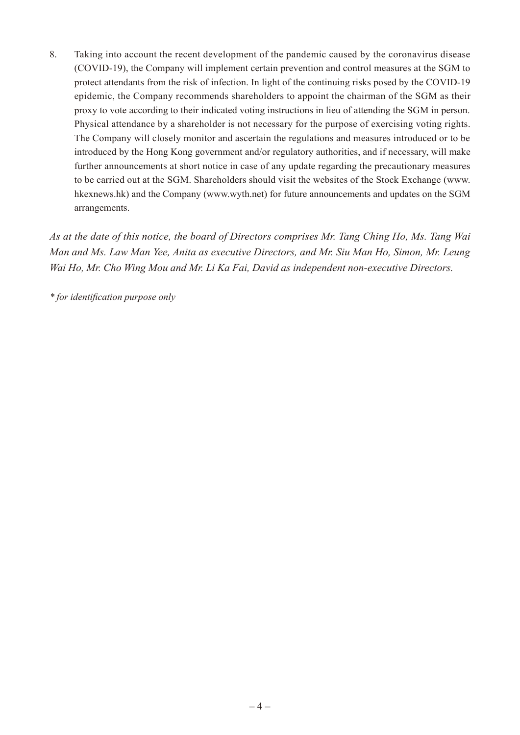8. Taking into account the recent development of the pandemic caused by the coronavirus disease (COVID-19), the Company will implement certain prevention and control measures at the SGM to protect attendants from the risk of infection. In light of the continuing risks posed by the COVID-19 epidemic, the Company recommends shareholders to appoint the chairman of the SGM as their proxy to vote according to their indicated voting instructions in lieu of attending the SGM in person. Physical attendance by a shareholder is not necessary for the purpose of exercising voting rights. The Company will closely monitor and ascertain the regulations and measures introduced or to be introduced by the Hong Kong government and/or regulatory authorities, and if necessary, will make further announcements at short notice in case of any update regarding the precautionary measures to be carried out at the SGM. Shareholders should visit the websites of the Stock Exchange (www.hkexnews.hk) and the Company (www.wyth.net) for future announcements and updates on the SGM arrangements.

*As at the date of this notice, the board of Directors comprises Mr. Tang Ching Ho, Ms. Tang Wai Man and Ms. Law Man Yee, Anita as executive Directors, and Mr. Siu Man Ho, Simon, Mr. Leung Wai Ho, Mr. Cho Wing Mou and Mr. Li Ka Fai, David as independent non-executive Directors.*

*\* for identification purpose only*